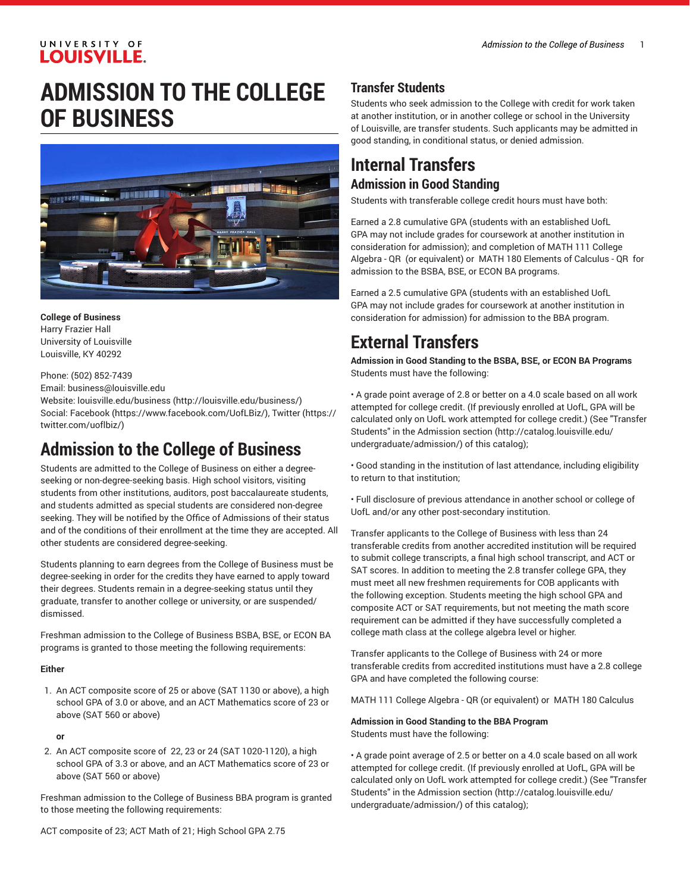# ADMISSION TO THE COLLEGE OF BUSINESS

**College of Business**
Harry Frazier Hall
University of Louisville
Louisville, KY 40292

Phone: (502) 852-7439
Email: business@louisville.edu
Website: louisville.edu/business (http://louisville.edu/business/)
Social: Facebook (https://www.facebook.com/UofLBiz/), Twitter (https://twitter.com/uoflbiz/)

## Admission to the College of Business

Students are admitted to the College of Business on either a degree-seeking or non-degree-seeking basis. High school visitors, visiting students from other institutions, auditors, post baccalaureate students, and students admitted as special students are considered non-degree seeking. They will be notified by the Office of Admissions of their status and of the conditions of their enrollment at the time they are accepted. All other students are considered degree-seeking.

Students planning to earn degrees from the College of Business must be degree-seeking in order for the credits they have earned to apply toward their degrees. Students remain in a degree-seeking status until they graduate, transfer to another college or university, or are suspended/dismissed.

Freshman admission to the College of Business BSBA, BSE, or ECON BA programs is granted to those meeting the following requirements:

**Either**

1. An ACT composite score of 25 or above (SAT 1130 or above), a high school GPA of 3.0 or above, and an ACT Mathematics score of 23 or above (SAT 560 or above)

   **or**

2. An ACT composite score of 22, 23 or 24 (SAT 1020-1120), a high school GPA of 3.3 or above, and an ACT Mathematics score of 23 or above (SAT 560 or above)

Freshman admission to the College of Business BBA program is granted to those meeting the following requirements:

ACT composite of 23; ACT Math of 21; High School GPA 2.75

### Transfer Students

Students who seek admission to the College with credit for work taken at another institution, or in another college or school in the University of Louisville, are transfer students. Such applicants may be admitted in good standing, in conditional status, or denied admission.

## Internal Transfers

### Admission in Good Standing

Students with transferable college credit hours must have both:

Earned a 2.8 cumulative GPA (students with an established UofL GPA may not include grades for coursework at another institution in consideration for admission); and completion of MATH 111 College Algebra - QR (or equivalent) or MATH 180 Elements of Calculus - QR for admission to the BSBA, BSE, or ECON BA programs.

Earned a 2.5 cumulative GPA (students with an established UofL GPA may not include grades for coursework at another institution in consideration for admission) for admission to the BBA program.

## External Transfers

**Admission in Good Standing to the BSBA, BSE, or ECON BA Programs**
Students must have the following:

• A grade point average of 2.8 or better on a 4.0 scale based on all work attempted for college credit. (If previously enrolled at UofL, GPA will be calculated only on UofL work attempted for college credit.) (See "Transfer Students" in the Admission section (http://catalog.louisville.edu/undergraduate/admission/) of this catalog);

• Good standing in the institution of last attendance, including eligibility to return to that institution;

• Full disclosure of previous attendance in another school or college of UofL and/or any other post-secondary institution.

Transfer applicants to the College of Business with less than 24 transferable credits from another accredited institution will be required to submit college transcripts, a final high school transcript, and ACT or SAT scores. In addition to meeting the 2.8 transfer college GPA, they must meet all new freshmen requirements for COB applicants with the following exception. Students meeting the high school GPA and composite ACT or SAT requirements, but not meeting the math score requirement can be admitted if they have successfully completed a college math class at the college algebra level or higher.

Transfer applicants to the College of Business with 24 or more transferable credits from accredited institutions must have a 2.8 college GPA and have completed the following course:

MATH 111 College Algebra - QR (or equivalent) or MATH 180 Calculus

**Admission in Good Standing to the BBA Program**
Students must have the following:

• A grade point average of 2.5 or better on a 4.0 scale based on all work attempted for college credit. (If previously enrolled at UofL, GPA will be calculated only on UofL work attempted for college credit.) (See "Transfer Students" in the Admission section (http://catalog.louisville.edu/undergraduate/admission/) of this catalog);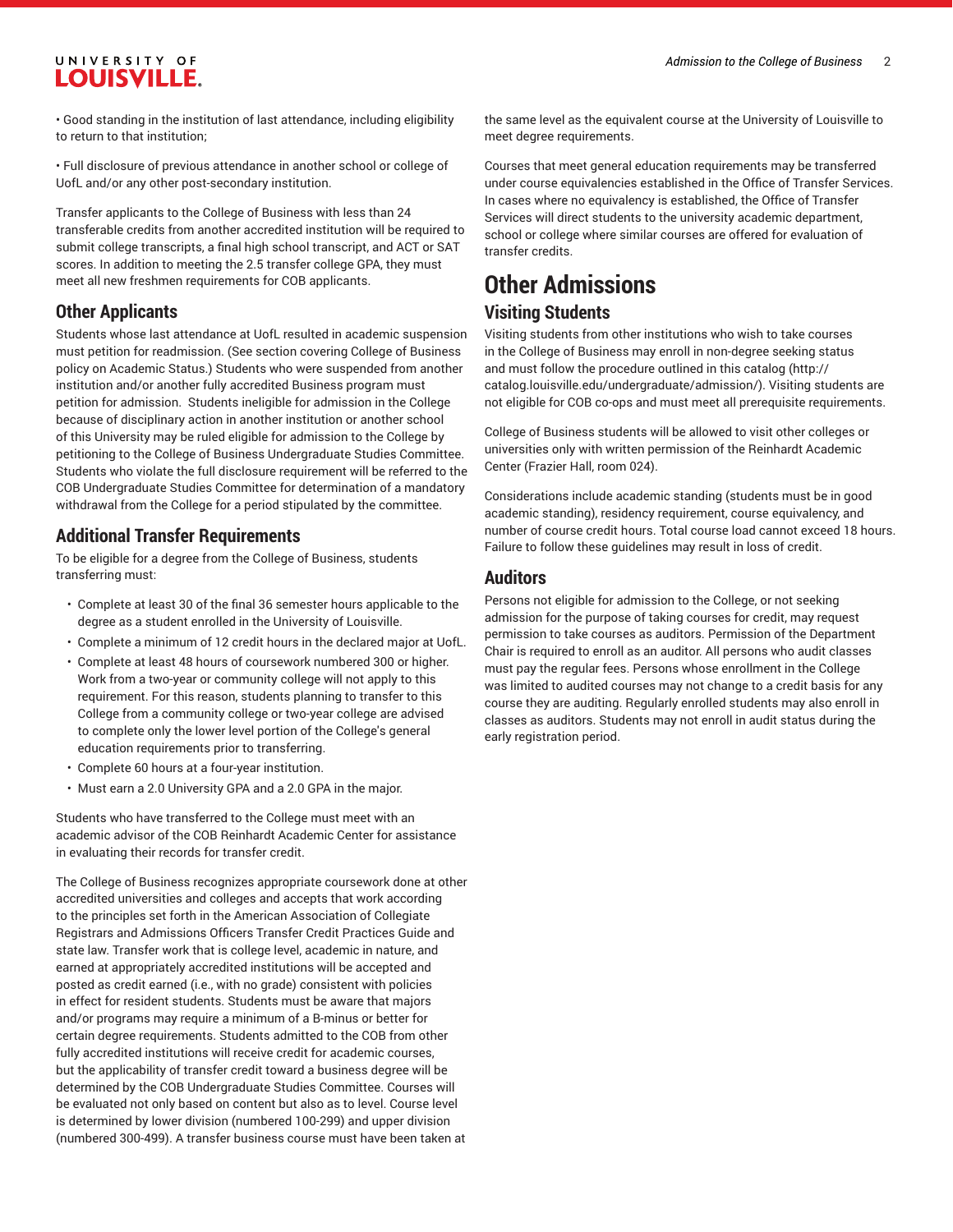• Good standing in the institution of last attendance, including eligibility to return to that institution;

• Full disclosure of previous attendance in another school or college of UofL and/or any other post-secondary institution.

Transfer applicants to the College of Business with less than 24 transferable credits from another accredited institution will be required to submit college transcripts, a final high school transcript, and ACT or SAT scores. In addition to meeting the 2.5 transfer college GPA, they must meet all new freshmen requirements for COB applicants.

## Other Applicants

Students whose last attendance at UofL resulted in academic suspension must petition for readmission. (See section covering College of Business policy on Academic Status.) Students who were suspended from another institution and/or another fully accredited Business program must petition for admission. Students ineligible for admission in the College because of disciplinary action in another institution or another school of this University may be ruled eligible for admission to the College by petitioning to the College of Business Undergraduate Studies Committee. Students who violate the full disclosure requirement will be referred to the COB Undergraduate Studies Committee for determination of a mandatory withdrawal from the College for a period stipulated by the committee.

## Additional Transfer Requirements

To be eligible for a degree from the College of Business, students transferring must:

- Complete at least 30 of the final 36 semester hours applicable to the degree as a student enrolled in the University of Louisville.
- Complete a minimum of 12 credit hours in the declared major at UofL.
- Complete at least 48 hours of coursework numbered 300 or higher. Work from a two-year or community college will not apply to this requirement. For this reason, students planning to transfer to this College from a community college or two-year college are advised to complete only the lower level portion of the College's general education requirements prior to transferring.
- Complete 60 hours at a four-year institution.
- Must earn a 2.0 University GPA and a 2.0 GPA in the major.

Students who have transferred to the College must meet with an academic advisor of the COB Reinhardt Academic Center for assistance in evaluating their records for transfer credit.

The College of Business recognizes appropriate coursework done at other accredited universities and colleges and accepts that work according to the principles set forth in the American Association of Collegiate Registrars and Admissions Officers Transfer Credit Practices Guide and state law. Transfer work that is college level, academic in nature, and earned at appropriately accredited institutions will be accepted and posted as credit earned (i.e., with no grade) consistent with policies in effect for resident students. Students must be aware that majors and/or programs may require a minimum of a B-minus or better for certain degree requirements. Students admitted to the COB from other fully accredited institutions will receive credit for academic courses, but the applicability of transfer credit toward a business degree will be determined by the COB Undergraduate Studies Committee. Courses will be evaluated not only based on content but also as to level. Course level is determined by lower division (numbered 100-299) and upper division (numbered 300-499). A transfer business course must have been taken at the same level as the equivalent course at the University of Louisville to meet degree requirements.

Courses that meet general education requirements may be transferred under course equivalencies established in the Office of Transfer Services. In cases where no equivalency is established, the Office of Transfer Services will direct students to the university academic department, school or college where similar courses are offered for evaluation of transfer credits.

# Other Admissions

## Visiting Students

Visiting students from other institutions who wish to take courses in the College of Business may enroll in non-degree seeking status and must follow the procedure outlined in this catalog (http://catalog.louisville.edu/undergraduate/admission/). Visiting students are not eligible for COB co-ops and must meet all prerequisite requirements.

College of Business students will be allowed to visit other colleges or universities only with written permission of the Reinhardt Academic Center (Frazier Hall, room 024).

Considerations include academic standing (students must be in good academic standing), residency requirement, course equivalency, and number of course credit hours. Total course load cannot exceed 18 hours. Failure to follow these guidelines may result in loss of credit.

## Auditors

Persons not eligible for admission to the College, or not seeking admission for the purpose of taking courses for credit, may request permission to take courses as auditors. Permission of the Department Chair is required to enroll as an auditor. All persons who audit classes must pay the regular fees. Persons whose enrollment in the College was limited to audited courses may not change to a credit basis for any course they are auditing. Regularly enrolled students may also enroll in classes as auditors. Students may not enroll in audit status during the early registration period.